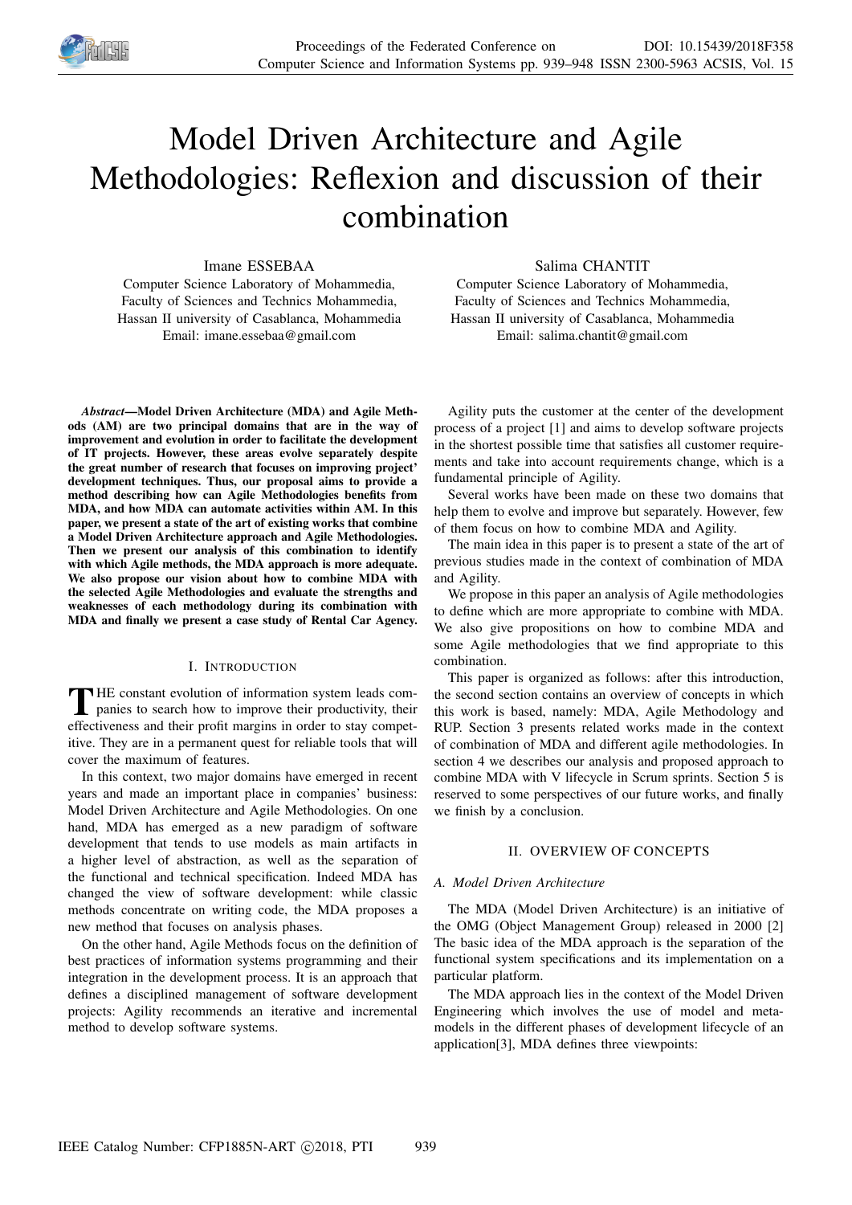# Model Driven Architecture and Agile Methodologies: Reflexion and discussion of their combination

Imane ESSEBAA
Computer Science Laboratory of Mohammedia,
Faculty of Sciences and Technics Mohammedia,
Hassan II university of Casablanca, Mohammedia
Email: imane.essebaa@gmail.com

Salima CHANTIT
Computer Science Laboratory of Mohammedia,
Faculty of Sciences and Technics Mohammedia,
Hassan II university of Casablanca, Mohammedia
Email: salima.chantit@gmail.com

***Abstract*—Model Driven Architecture (MDA) and Agile Methods (AM) are two principal domains that are in the way of improvement and evolution in order to facilitate the development of IT projects. However, these areas evolve separately despite the great number of research that focuses on improving project' development techniques. Thus, our proposal aims to provide a method describing how can Agile Methodologies benefits from MDA, and how MDA can automate activities within AM. In this paper, we present a state of the art of existing works that combine a Model Driven Architecture approach and Agile Methodologies. Then we present our analysis of this combination to identify with which Agile methods, the MDA approach is more adequate. We also propose our vision about how to combine MDA with the selected Agile Methodologies and evaluate the strengths and weaknesses of each methodology during its combination with MDA and finally we present a case study of Rental Car Agency.**

## I. Introduction

The constant evolution of information system leads companies to search how to improve their productivity, their effectiveness and their profit margins in order to stay competitive. They are in a permanent quest for reliable tools that will cover the maximum of features.

In this context, two major domains have emerged in recent years and made an important place in companies' business: Model Driven Architecture and Agile Methodologies. On one hand, MDA has emerged as a new paradigm of software development that tends to use models as main artifacts in a higher level of abstraction, as well as the separation of the functional and technical specification. Indeed MDA has changed the view of software development: while classic methods concentrate on writing code, the MDA proposes a new method that focuses on analysis phases.

On the other hand, Agile Methods focus on the definition of best practices of information systems programming and their integration in the development process. It is an approach that defines a disciplined management of software development projects: Agility recommends an iterative and incremental method to develop software systems.

Agility puts the customer at the center of the development process of a project [1] and aims to develop software projects in the shortest possible time that satisfies all customer requirements and take into account requirements change, which is a fundamental principle of Agility.

Several works have been made on these two domains that help them to evolve and improve but separately. However, few of them focus on how to combine MDA and Agility.

The main idea in this paper is to present a state of the art of previous studies made in the context of combination of MDA and Agility.

We propose in this paper an analysis of Agile methodologies to define which are more appropriate to combine with MDA. We also give propositions on how to combine MDA and some Agile methodologies that we find appropriate to this combination.

This paper is organized as follows: after this introduction, the second section contains an overview of concepts in which this work is based, namely: MDA, Agile Methodology and RUP. Section 3 presents related works made in the context of combination of MDA and different agile methodologies. In section 4 we describes our analysis and proposed approach to combine MDA with V lifecycle in Scrum sprints. Section 5 is reserved to some perspectives of our future works, and finally we finish by a conclusion.

## II. Overview of Concepts

### *A. Model Driven Architecture*

The MDA (Model Driven Architecture) is an initiative of the OMG (Object Management Group) released in 2000 [2] The basic idea of the MDA approach is the separation of the functional system specifications and its implementation on a particular platform.

The MDA approach lies in the context of the Model Driven Engineering which involves the use of model and meta-models in the different phases of development lifecycle of an application[3], MDA defines three viewpoints: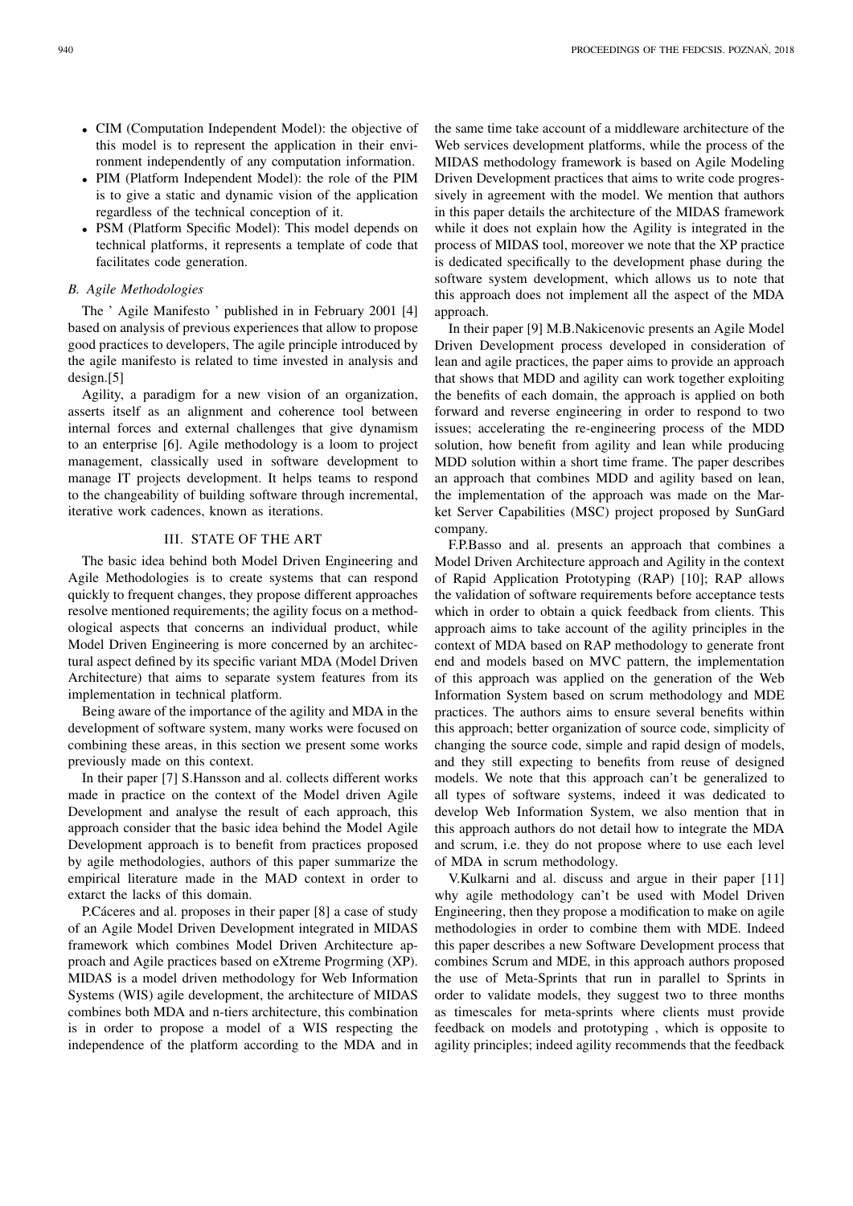- CIM (Computation Independent Model): the objective of this model is to represent the application in their environment independently of any computation information.
- PIM (Platform Independent Model): the role of the PIM is to give a static and dynamic vision of the application regardless of the technical conception of it.
- PSM (Platform Specific Model): This model depends on technical platforms, it represents a template of code that facilitates code generation.

### *B. Agile Methodologies*

The ' Agile Manifesto ' published in in February 2001 [4] based on analysis of previous experiences that allow to propose good practices to developers, The agile principle introduced by the agile manifesto is related to time invested in analysis and design.[5]

Agility, a paradigm for a new vision of an organization, asserts itself as an alignment and coherence tool between internal forces and external challenges that give dynamism to an enterprise [6]. Agile methodology is a loom to project management, classically used in software development to manage IT projects development. It helps teams to respond to the changeability of building software through incremental, iterative work cadences, known as iterations.

## III. STATE OF THE ART

The basic idea behind both Model Driven Engineering and Agile Methodologies is to create systems that can respond quickly to frequent changes, they propose different approaches resolve mentioned requirements; the agility focus on a methodological aspects that concerns an individual product, while Model Driven Engineering is more concerned by an architectural aspect defined by its specific variant MDA (Model Driven Architecture) that aims to separate system features from its implementation in technical platform.

Being aware of the importance of the agility and MDA in the development of software system, many works were focused on combining these areas, in this section we present some works previously made on this context.

In their paper [7] S.Hansson and al. collects different works made in practice on the context of the Model driven Agile Development and analyse the result of each approach, this approach consider that the basic idea behind the Model Agile Development approach is to benefit from practices proposed by agile methodologies, authors of this paper summarize the empirical literature made in the MAD context in order to extarct the lacks of this domain.

P.Cáceres and al. proposes in their paper [8] a case of study of an Agile Model Driven Development integrated in MIDAS framework which combines Model Driven Architecture approach and Agile practices based on eXtreme Progrming (XP). MIDAS is a model driven methodology for Web Information Systems (WIS) agile development, the architecture of MIDAS combines both MDA and n-tiers architecture, this combination is in order to propose a model of a WIS respecting the independence of the platform according to the MDA and in the same time take account of a middleware architecture of the Web services development platforms, while the process of the MIDAS methodology framework is based on Agile Modeling Driven Development practices that aims to write code progressively in agreement with the model. We mention that authors in this paper details the architecture of the MIDAS framework while it does not explain how the Agility is integrated in the process of MIDAS tool, moreover we note that the XP practice is dedicated specifically to the development phase during the software system development, which allows us to note that this approach does not implement all the aspect of the MDA approach.

In their paper [9] M.B.Nakicenovic presents an Agile Model Driven Development process developed in consideration of lean and agile practices, the paper aims to provide an approach that shows that MDD and agility can work together exploiting the benefits of each domain, the approach is applied on both forward and reverse engineering in order to respond to two issues; accelerating the re-engineering process of the MDD solution, how benefit from agility and lean while producing MDD solution within a short time frame. The paper describes an approach that combines MDD and agility based on lean, the implementation of the approach was made on the Market Server Capabilities (MSC) project proposed by SunGard company.

F.P.Basso and al. presents an approach that combines a Model Driven Architecture approach and Agility in the context of Rapid Application Prototyping (RAP) [10]; RAP allows the validation of software requirements before acceptance tests which in order to obtain a quick feedback from clients. This approach aims to take account of the agility principles in the context of MDA based on RAP methodology to generate front end and models based on MVC pattern, the implementation of this approach was applied on the generation of the Web Information System based on scrum methodology and MDE practices. The authors aims to ensure several benefits within this approach; better organization of source code, simplicity of changing the source code, simple and rapid design of models, and they still expecting to benefits from reuse of designed models. We note that this approach can't be generalized to all types of software systems, indeed it was dedicated to develop Web Information System, we also mention that in this approach authors do not detail how to integrate the MDA and scrum, i.e. they do not propose where to use each level of MDA in scrum methodology.

V.Kulkarni and al. discuss and argue in their paper [11] why agile methodology can't be used with Model Driven Engineering, then they propose a modification to make on agile methodologies in order to combine them with MDE. Indeed this paper describes a new Software Development process that combines Scrum and MDE, in this approach authors proposed the use of Meta-Sprints that run in parallel to Sprints in order to validate models, they suggest two to three months as timescales for meta-sprints where clients must provide feedback on models and prototyping , which is opposite to agility principles; indeed agility recommends that the feedback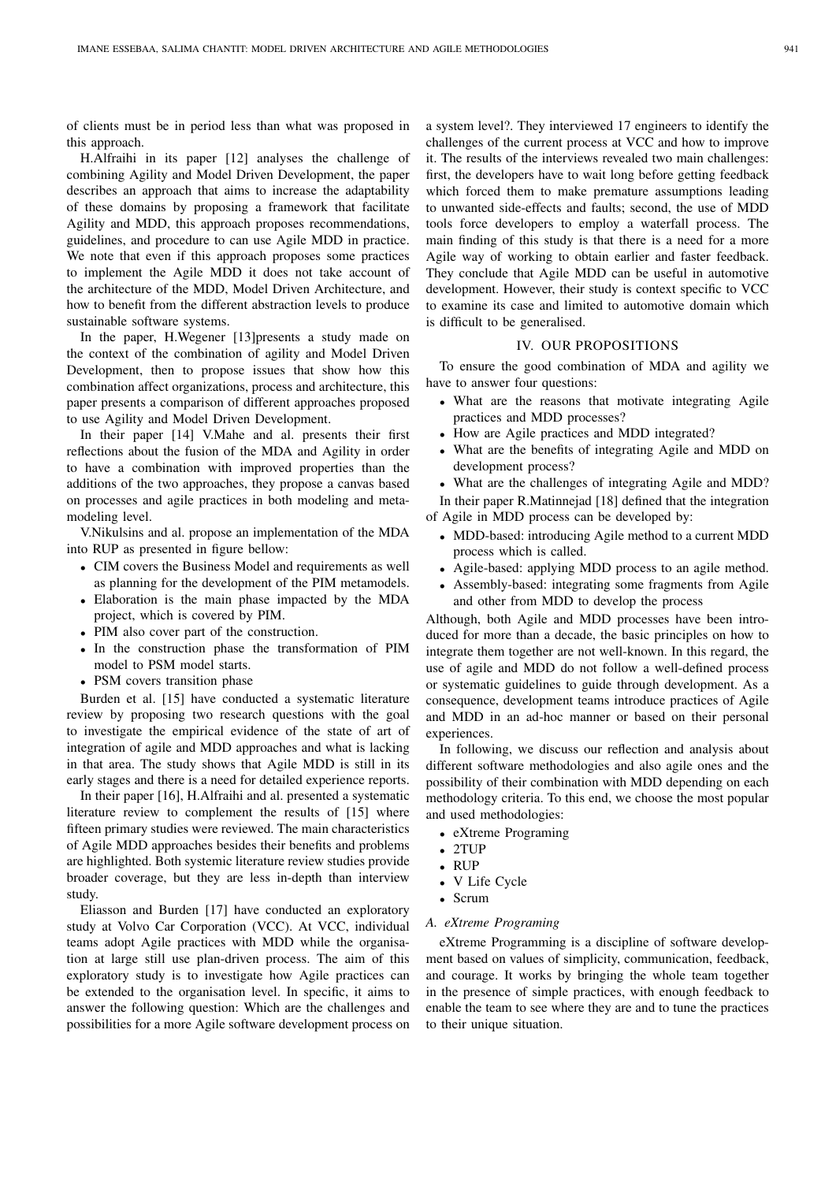of clients must be in period less than what was proposed in this approach.

H.Alfraihi in its paper [12] analyses the challenge of combining Agility and Model Driven Development, the paper describes an approach that aims to increase the adaptability of these domains by proposing a framework that facilitate Agility and MDD, this approach proposes recommendations, guidelines, and procedure to can use Agile MDD in practice. We note that even if this approach proposes some practices to implement the Agile MDD it does not take account of the architecture of the MDD, Model Driven Architecture, and how to benefit from the different abstraction levels to produce sustainable software systems.

In the paper, H.Wegener [13]presents a study made on the context of the combination of agility and Model Driven Development, then to propose issues that show how this combination affect organizations, process and architecture, this paper presents a comparison of different approaches proposed to use Agility and Model Driven Development.

In their paper [14] V.Mahe and al. presents their first reflections about the fusion of the MDA and Agility in order to have a combination with improved properties than the additions of the two approaches, they propose a canvas based on processes and agile practices in both modeling and meta-modeling level.

V.Nikulsins and al. propose an implementation of the MDA into RUP as presented in figure bellow:

- CIM covers the Business Model and requirements as well as planning for the development of the PIM metamodels.
- Elaboration is the main phase impacted by the MDA project, which is covered by PIM.
- PIM also cover part of the construction.
- In the construction phase the transformation of PIM model to PSM model starts.
- PSM covers transition phase

Burden et al. [15] have conducted a systematic literature review by proposing two research questions with the goal to investigate the empirical evidence of the state of art of integration of agile and MDD approaches and what is lacking in that area. The study shows that Agile MDD is still in its early stages and there is a need for detailed experience reports.

In their paper [16], H.Alfraihi and al. presented a systematic literature review to complement the results of [15] where fifteen primary studies were reviewed. The main characteristics of Agile MDD approaches besides their benefits and problems are highlighted. Both systemic literature review studies provide broader coverage, but they are less in-depth than interview study.

Eliasson and Burden [17] have conducted an exploratory study at Volvo Car Corporation (VCC). At VCC, individual teams adopt Agile practices with MDD while the organisation at large still use plan-driven process. The aim of this exploratory study is to investigate how Agile practices can be extended to the organisation level. In specific, it aims to answer the following question: Which are the challenges and possibilities for a more Agile software development process on a system level?. They interviewed 17 engineers to identify the challenges of the current process at VCC and how to improve it. The results of the interviews revealed two main challenges: first, the developers have to wait long before getting feedback which forced them to make premature assumptions leading to unwanted side-effects and faults; second, the use of MDD tools force developers to employ a waterfall process. The main finding of this study is that there is a need for a more Agile way of working to obtain earlier and faster feedback. They conclude that Agile MDD can be useful in automotive development. However, their study is context specific to VCC to examine its case and limited to automotive domain which is difficult to be generalised.

## IV. Our Propositions

To ensure the good combination of MDA and agility we have to answer four questions:

- What are the reasons that motivate integrating Agile practices and MDD processes?
- How are Agile practices and MDD integrated?
- What are the benefits of integrating Agile and MDD on development process?
- What are the challenges of integrating Agile and MDD?

In their paper R.Matinnejad [18] defined that the integration of Agile in MDD process can be developed by:

- MDD-based: introducing Agile method to a current MDD process which is called.
- Agile-based: applying MDD process to an agile method.
- Assembly-based: integrating some fragments from Agile and other from MDD to develop the process

Although, both Agile and MDD processes have been introduced for more than a decade, the basic principles on how to integrate them together are not well-known. In this regard, the use of agile and MDD do not follow a well-defined process or systematic guidelines to guide through development. As a consequence, development teams introduce practices of Agile and MDD in an ad-hoc manner or based on their personal experiences.

In following, we discuss our reflection and analysis about different software methodologies and also agile ones and the possibility of their combination with MDD depending on each methodology criteria. To this end, we choose the most popular and used methodologies:

- eXtreme Programing
- 2TUP
- RUP
- V Life Cycle
- Scrum

### *A. eXtreme Programing*

eXtreme Programming is a discipline of software development based on values of simplicity, communication, feedback, and courage. It works by bringing the whole team together in the presence of simple practices, with enough feedback to enable the team to see where they are and to tune the practices to their unique situation.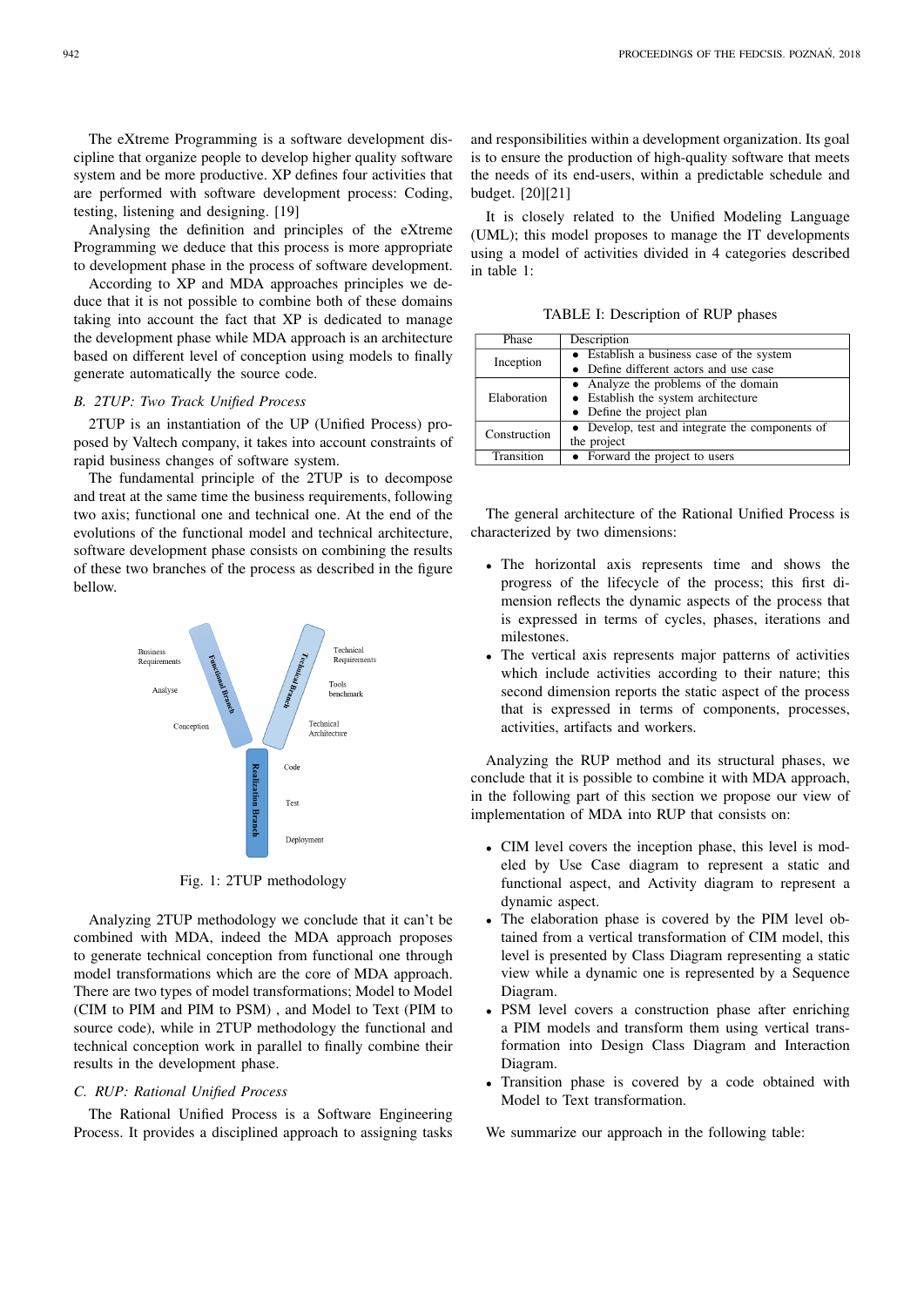The eXtreme Programming is a software development discipline that organize people to develop higher quality software system and be more productive. XP defines four activities that are performed with software development process: Coding, testing, listening and designing. [19]

Analysing the definition and principles of the eXtreme Programming we deduce that this process is more appropriate to development phase in the process of software development.

According to XP and MDA approaches principles we deduce that it is not possible to combine both of these domains taking into account the fact that XP is dedicated to manage the development phase while MDA approach is an architecture based on different level of conception using models to finally generate automatically the source code.

### *B. 2TUP: Two Track Unified Process*

2TUP is an instantiation of the UP (Unified Process) proposed by Valtech company, it takes into account constraints of rapid business changes of software system.

The fundamental principle of the 2TUP is to decompose and treat at the same time the business requirements, following two axis; functional one and technical one. At the end of the evolutions of the functional model and technical architecture, software development phase consists on combining the results of these two branches of the process as described in the figure bellow.

Fig. 1: 2TUP methodology

Analyzing 2TUP methodology we conclude that it can't be combined with MDA, indeed the MDA approach proposes to generate technical conception from functional one through model transformations which are the core of MDA approach. There are two types of model transformations; Model to Model (CIM to PIM and PIM to PSM) , and Model to Text (PIM to source code), while in 2TUP methodology the functional and technical conception work in parallel to finally combine their results in the development phase.

### *C. RUP: Rational Unified Process*

The Rational Unified Process is a Software Engineering Process. It provides a disciplined approach to assigning tasks and responsibilities within a development organization. Its goal is to ensure the production of high-quality software that meets the needs of its end-users, within a predictable schedule and budget. [20][21]

It is closely related to the Unified Modeling Language (UML); this model proposes to manage the IT developments using a model of activities divided in 4 categories described in table 1:

TABLE I: Description of RUP phases

| Phase | Description |
|---|---|
| Inception | • Establish a business case of the system<br>• Define different actors and use case |
| Elaboration | • Analyze the problems of the domain<br>• Establish the system architecture<br>• Define the project plan |
| Construction | • Develop, test and integrate the components of the project |
| Transition | • Forward the project to users |

The general architecture of the Rational Unified Process is characterized by two dimensions:

- The horizontal axis represents time and shows the progress of the lifecycle of the process; this first dimension reflects the dynamic aspects of the process that is expressed in terms of cycles, phases, iterations and milestones.
- The vertical axis represents major patterns of activities which include activities according to their nature; this second dimension reports the static aspect of the process that is expressed in terms of components, processes, activities, artifacts and workers.

Analyzing the RUP method and its structural phases, we conclude that it is possible to combine it with MDA approach, in the following part of this section we propose our view of implementation of MDA into RUP that consists on:

- CIM level covers the inception phase, this level is modeled by Use Case diagram to represent a static and functional aspect, and Activity diagram to represent a dynamic aspect.
- The elaboration phase is covered by the PIM level obtained from a vertical transformation of CIM model, this level is presented by Class Diagram representing a static view while a dynamic one is represented by a Sequence Diagram.
- PSM level covers a construction phase after enriching a PIM models and transform them using vertical transformation into Design Class Diagram and Interaction Diagram.
- Transition phase is covered by a code obtained with Model to Text transformation.

We summarize our approach in the following table: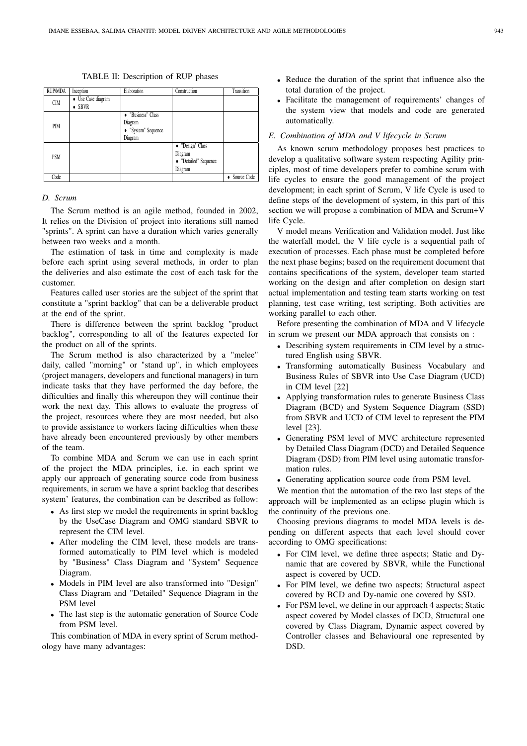TABLE II: Description of RUP phases

| RUP/MDA | Inception | Elaboration | Construction | Transition |
|---|---|---|---|---|
| CIM | • Use Case diagram<br>• SBVR | | | |
| PIM | | • "Business" Class Diagram<br>• "System" Sequence Diagram | | |
| PSM | | | • "Design" Class Diagram<br>• "Detailed" Sequence Diagram | |
| Code | | | | • Source Code |

### D. Scrum

The Scrum method is an agile method, founded in 2002, It relies on the Division of project into iterations still named "sprints". A sprint can have a duration which varies generally between two weeks and a month.

The estimation of task in time and complexity is made before each sprint using several methods, in order to plan the deliveries and also estimate the cost of each task for the customer.

Features called user stories are the subject of the sprint that constitute a "sprint backlog" that can be a deliverable product at the end of the sprint.

There is difference between the sprint backlog "product backlog", corresponding to all of the features expected for the product on all of the sprints.

The Scrum method is also characterized by a "melee" daily, called "morning" or "stand up", in which employees (project managers, developers and functional managers) in turn indicate tasks that they have performed the day before, the difficulties and finally this whereupon they will continue their work the next day. This allows to evaluate the progress of the project, resources where they are most needed, but also to provide assistance to workers facing difficulties when these have already been encountered previously by other members of the team.

To combine MDA and Scrum we can use in each sprint of the project the MDA principles, i.e. in each sprint we apply our approach of generating source code from business requirements, in scrum we have a sprint backlog that describes system' features, the combination can be described as follow:

- As first step we model the requirements in sprint backlog by the UseCase Diagram and OMG standard SBVR to represent the CIM level.
- After modeling the CIM level, these models are transformed automatically to PIM level which is modeled by "Business" Class Diagram and "System" Sequence Diagram.
- Models in PIM level are also transformed into "Design" Class Diagram and "Detailed" Sequence Diagram in the PSM level
- The last step is the automatic generation of Source Code from PSM level.

This combination of MDA in every sprint of Scrum methodology have many advantages:

- Reduce the duration of the sprint that influence also the total duration of the project.
- Facilitate the management of requirements' changes of the system view that models and code are generated automatically.

### E. Combination of MDA and V lifecycle in Scrum

As known scrum methodology proposes best practices to develop a qualitative software system respecting Agility principles, most of time developers prefer to combine scrum with life cycles to ensure the good management of the project development; in each sprint of Scrum, V life Cycle is used to define steps of the development of system, in this part of this section we will propose a combination of MDA and Scrum+V life Cycle.

V model means Verification and Validation model. Just like the waterfall model, the V life cycle is a sequential path of execution of processes. Each phase must be completed before the next phase begins; based on the requirement document that contains specifications of the system, developer team started working on the design and after completion on design start actual implementation and testing team starts working on test planning, test case writing, test scripting. Both activities are working parallel to each other.

Before presenting the combination of MDA and V lifecycle in scrum we present our MDA approach that consists on :

- Describing system requirements in CIM level by a structured English using SBVR.
- Transforming automatically Business Vocabulary and Business Rules of SBVR into Use Case Diagram (UCD) in CIM level [22]
- Applying transformation rules to generate Business Class Diagram (BCD) and System Sequence Diagram (SSD) from SBVR and UCD of CIM level to represent the PIM level [23].
- Generating PSM level of MVC architecture represented by Detailed Class Diagram (DCD) and Detailed Sequence Diagram (DSD) from PIM level using automatic transformation rules.
- Generating application source code from PSM level.

We mention that the automation of the two last steps of the approach will be implemented as an eclipse plugin which is the continuity of the previous one.

Choosing previous diagrams to model MDA levels is depending on different aspects that each level should cover according to OMG specifications:

- For CIM level, we define three aspects; Static and Dynamic that are covered by SBVR, while the Functional aspect is covered by UCD.
- For PIM level, we define two aspects; Structural aspect covered by BCD and Dy-namic one covered by SSD.
- For PSM level, we define in our approach 4 aspects; Static aspect covered by Model classes of DCD, Structural one covered by Class Diagram, Dynamic aspect covered by Controller classes and Behavioural one represented by DSD.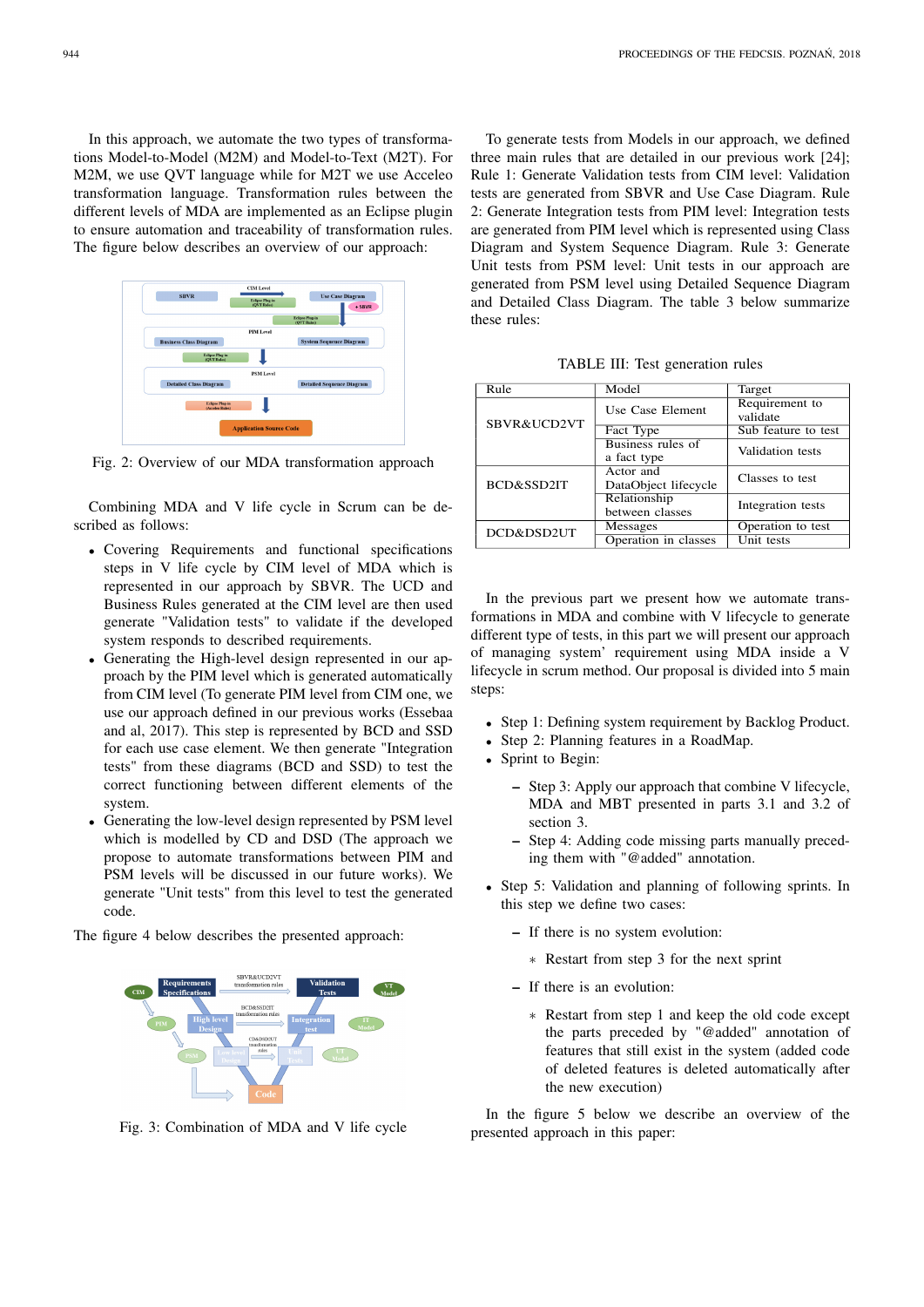In this approach, we automate the two types of transformations Model-to-Model (M2M) and Model-to-Text (M2T). For M2M, we use QVT language while for M2T we use Acceleo transformation language. Transformation rules between the different levels of MDA are implemented as an Eclipse plugin to ensure automation and traceability of transformation rules. The figure below describes an overview of our approach:

Fig. 2: Overview of our MDA transformation approach

Combining MDA and V life cycle in Scrum can be described as follows:

- Covering Requirements and functional specifications steps in V life cycle by CIM level of MDA which is represented in our approach by SBVR. The UCD and Business Rules generated at the CIM level are then used generate "Validation tests" to validate if the developed system responds to described requirements.
- Generating the High-level design represented in our approach by the PIM level which is generated automatically from CIM level (To generate PIM level from CIM one, we use our approach defined in our previous works (Essebaa and al, 2017). This step is represented by BCD and SSD for each use case element. We then generate "Integration tests" from these diagrams (BCD and SSD) to test the correct functioning between different elements of the system.
- Generating the low-level design represented by PSM level which is modelled by CD and DSD (The approach we propose to automate transformations between PIM and PSM levels will be discussed in our future works). We generate "Unit tests" from this level to test the generated code.

The figure 4 below describes the presented approach:

Fig. 3: Combination of MDA and V life cycle

To generate tests from Models in our approach, we defined three main rules that are detailed in our previous work [24]; Rule 1: Generate Validation tests from CIM level: Validation tests are generated from SBVR and Use Case Diagram. Rule 2: Generate Integration tests from PIM level: Integration tests are generated from PIM level which is represented using Class Diagram and System Sequence Diagram. Rule 3: Generate Unit tests from PSM level: Unit tests in our approach are generated from PSM level using Detailed Sequence Diagram and Detailed Class Diagram. The table 3 below summarize these rules:

TABLE III: Test generation rules

| Rule | Model | Target |
|---|---|---|
| SBVR&UCD2VT | Use Case Element | Requirement to validate |
| | Fact Type | Sub feature to test |
| | Business rules of a fact type | Validation tests |
| BCD&SSD2IT | Actor and DataObject lifecycle | Classes to test |
| | Relationship between classes | Integration tests |
| DCD&DSD2UT | Messages | Operation to test |
| | Operation in classes | Unit tests |

In the previous part we present how we automate transformations in MDA and combine with V lifecycle to generate different type of tests, in this part we will present our approach of managing system' requirement using MDA inside a V lifecycle in scrum method. Our proposal is divided into 5 main steps:

- Step 1: Defining system requirement by Backlog Product.
- Step 2: Planning features in a RoadMap.
- Sprint to Begin:
  - Step 3: Apply our approach that combine V lifecycle, MDA and MBT presented in parts 3.1 and 3.2 of section 3.
  - Step 4: Adding code missing parts manually preceding them with "@added" annotation.
- Step 5: Validation and planning of following sprints. In this step we define two cases:
  - If there is no system evolution:
    - Restart from step 3 for the next sprint
  - If there is an evolution:
    - Restart from step 1 and keep the old code except the parts preceded by "@added" annotation of features that still exist in the system (added code of deleted features is deleted automatically after the new execution)

In the figure 5 below we describe an overview of the presented approach in this paper: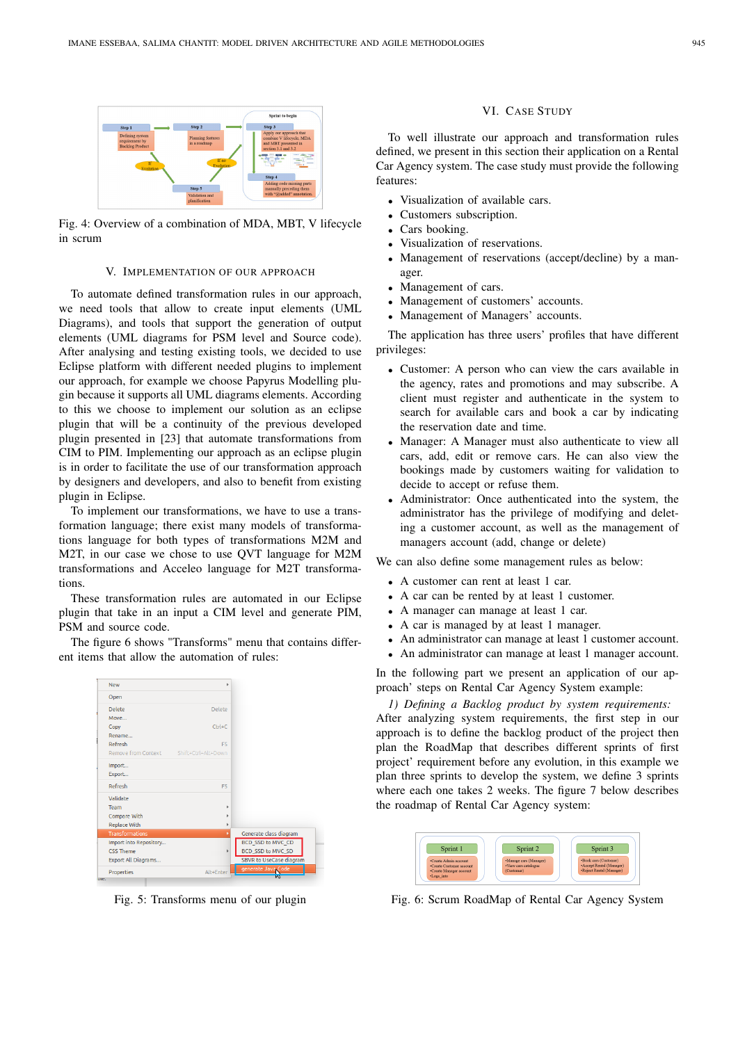Fig. 4: Overview of a combination of MDA, MBT, V lifecycle in scrum

## V. Implementation of Our Approach

To automate defined transformation rules in our approach, we need tools that allow to create input elements (UML Diagrams), and tools that support the generation of output elements (UML diagrams for PSM level and Source code). After analysing and testing existing tools, we decided to use Eclipse platform with different needed plugins to implement our approach, for example we choose Papyrus Modelling plugin because it supports all UML diagrams elements. According to this we choose to implement our solution as an eclipse plugin that will be a continuity of the previous developed plugin presented in [23] that automate transformations from CIM to PIM. Implementing our approach as an eclipse plugin is in order to facilitate the use of our transformation approach by designers and developers, and also to benefit from existing plugin in Eclipse.

To implement our transformations, we have to use a transformation language; there exist many models of transformations language for both types of transformations M2M and M2T, in our case we chose to use QVT language for M2M transformations and Acceleo language for M2T transformations.

These transformation rules are automated in our Eclipse plugin that take in an input a CIM level and generate PIM, PSM and source code.

The figure 6 shows "Transforms" menu that contains different items that allow the automation of rules:

Fig. 5: Transforms menu of our plugin

## VI. Case Study

To well illustrate our approach and transformation rules defined, we present in this section their application on a Rental Car Agency system. The case study must provide the following features:

- Visualization of available cars.
- Customers subscription.
- Cars booking.
- Visualization of reservations.
- Management of reservations (accept/decline) by a manager.
- Management of cars.
- Management of customers' accounts.
- Management of Managers' accounts.

The application has three users' profiles that have different privileges:

- Customer: A person who can view the cars available in the agency, rates and promotions and may subscribe. A client must register and authenticate in the system to search for available cars and book a car by indicating the reservation date and time.
- Manager: A Manager must also authenticate to view all cars, add, edit or remove cars. He can also view the bookings made by customers waiting for validation to decide to accept or refuse them.
- Administrator: Once authenticated into the system, the administrator has the privilege of modifying and deleting a customer account, as well as the management of managers account (add, change or delete)

We can also define some management rules as below:

- A customer can rent at least 1 car.
- A car can be rented by at least 1 customer.
- A manager can manage at least 1 car.
- A car is managed by at least 1 manager.
- An administrator can manage at least 1 customer account.
- An administrator can manage at least 1 manager account.

In the following part we present an application of our approach' steps on Rental Car Agency System example:

*1) Defining a Backlog product by system requirements:* After analyzing system requirements, the first step in our approach is to define the backlog product of the project then plan the RoadMap that describes different sprints of first project' requirement before any evolution, in this example we plan three sprints to develop the system, we define 3 sprints where each one takes 2 weeks. The figure 7 below describes the roadmap of Rental Car Agency system:

Fig. 6: Scrum RoadMap of Rental Car Agency System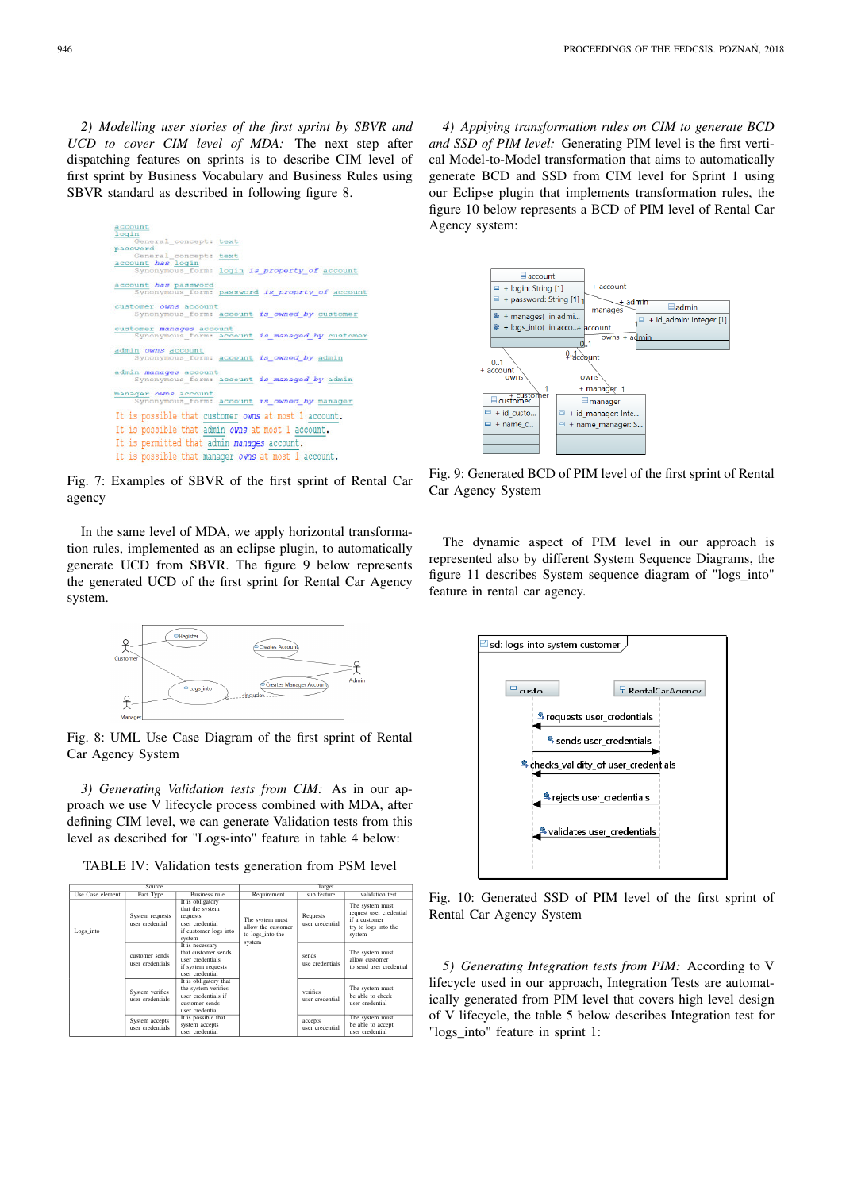*2) Modelling user stories of the first sprint by SBVR and UCD to cover CIM level of MDA:* The next step after dispatching features on sprints is to describe CIM level of first sprint by Business Vocabulary and Business Rules using SBVR standard as described in following figure 8.

```
account
login
    General_concept: text
password
    General_concept: text
account has login
    Synonymous_form: login is_property_of account

account has password
    Synonymous_form: password is_proprty_of account

customer owns account
    Synonymous_form: account is_owned_by customer

customer manages account
    Synonymous_form: account is_managed_by customer

admin owns account
    Synonymous_form: account is_owned_by admin

admin manages account
    Synonymous_form: account is_managed_by admin

manager owns account
    Synonymous_form: account is_owned_by manager

It is possible that customer owns at most 1 account.
It is possible that admin owns at most 1 account.
It is permitted that admin manages account.
It is possible that manager owns at most 1 account.
```

Fig. 7: Examples of SBVR of the first sprint of Rental Car agency

In the same level of MDA, we apply horizontal transformation rules, implemented as an eclipse plugin, to automatically generate UCD from SBVR. The figure 9 below represents the generated UCD of the first sprint for Rental Car Agency system.

Fig. 8: UML Use Case Diagram of the first sprint of Rental Car Agency System

*3) Generating Validation tests from CIM:* As in our approach we use V lifecycle process combined with MDA, after defining CIM level, we can generate Validation tests from this level as described for "Logs-into" feature in table 4 below:

TABLE IV: Validation tests generation from PSM level

| Source | | | Target | | |
|---|---|---|---|---|---|
| Use Case element | Fact Type | Business rule | Requirement | sub feature | validation test |
| Logs_into | System requests user credential | It is obligatory that the system requests user credential if customer logs into system | The system must allow the customer to logs_into the system | Requests user credential | The system must request user credential if a customer try to logs into the system |
| | customer sends user credentials | It is necessary that customer sends user credentials if system requests user credential | | sends use credentials | The system must allow customer to send user credential |
| | System verifies user credentials | It is obligatory that the system verifies user credentials if customer sends user credential | | verifies user credential | The system must be able to check user credential |
| | System accepts user credential | It is possible that system accepts user credential | | accepts user credential | The system must be able to accept user credential |

*4) Applying transformation rules on CIM to generate BCD and SSD of PIM level:* Generating PIM level is the first vertical Model-to-Model transformation that aims to automatically generate BCD and SSD from CIM level for Sprint 1 using our Eclipse plugin that implements transformation rules, the figure 10 below represents a BCD of PIM level of Rental Car Agency system:

Fig. 9: Generated BCD of PIM level of the first sprint of Rental Car Agency System

The dynamic aspect of PIM level in our approach is represented also by different System Sequence Diagrams, the figure 11 describes System sequence diagram of "logs_into" feature in rental car agency.

Fig. 10: Generated SSD of PIM level of the first sprint of Rental Car Agency System

*5) Generating Integration tests from PIM:* According to V lifecycle used in our approach, Integration Tests are automatically generated from PIM level that covers high level design of V lifecycle, the table 5 below describes Integration test for "logs_into" feature in sprint 1: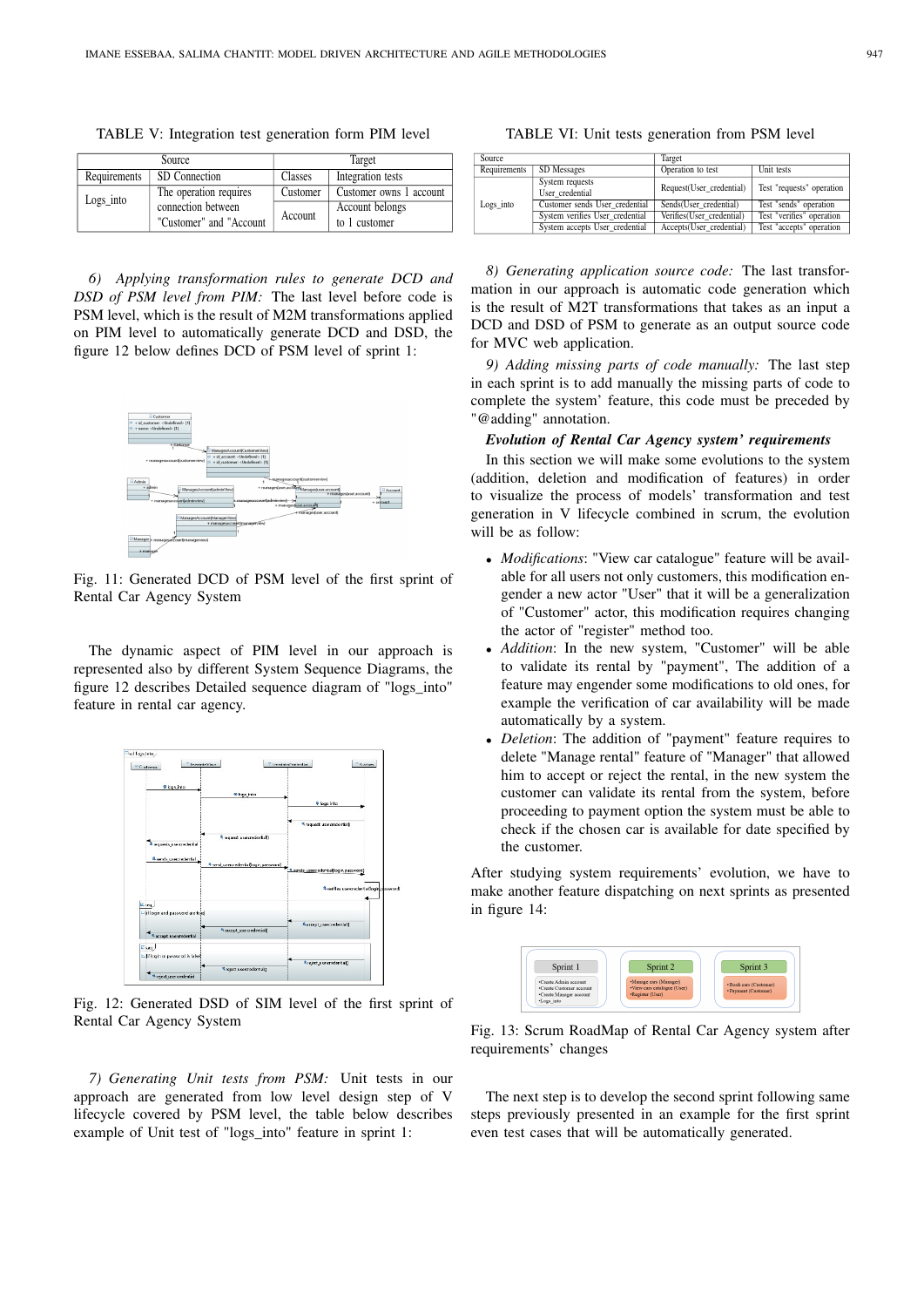TABLE V: Integration test generation form PIM level

| Source | | Target | |
|---|---|---|---|
| Requirements | SD Connection | Classes | Integration tests |
| Logs_into | The operation requires connection between "Customer" and "Account | Customer | Customer owns 1 account |
| | | Account | Account belongs to 1 customer |

*6) Applying transformation rules to generate DCD and DSD of PSM level from PIM:* The last level before code is PSM level, which is the result of M2M transformations applied on PIM level to automatically generate DCD and DSD, the figure 12 below defines DCD of PSM level of sprint 1:

Fig. 11: Generated DCD of PSM level of the first sprint of Rental Car Agency System

The dynamic aspect of PIM level in our approach is represented also by different System Sequence Diagrams, the figure 12 describes Detailed sequence diagram of "logs_into" feature in rental car agency.

Fig. 12: Generated DSD of SIM level of the first sprint of Rental Car Agency System

*7) Generating Unit tests from PSM:* Unit tests in our approach are generated from low level design step of V lifecycle covered by PSM level, the table below describes example of Unit test of "logs_into" feature in sprint 1:

TABLE VI: Unit tests generation from PSM level

| Source | | Target | |
|---|---|---|---|
| Requirements | SD Messages | Operation to test | Unit tests |
| Logs_into | System requests User_credential | Request(User_credential) | Test "requests" operation |
| | Customer sends User_credential | Sends(User_credential) | Test "sends" operation |
| | System verifies User_credential | Verifies(User_credential) | Test "verifies" operation |
| | System accepts User_credential | Accepts(User_credential) | Test "accepts" operation |

*8) Generating application source code:* The last transformation in our approach is automatic code generation which is the result of M2T transformations that takes as an input a DCD and DSD of PSM to generate as an output source code for MVC web application.

*9) Adding missing parts of code manually:* The last step in each sprint is to add manually the missing parts of code to complete the system' feature, this code must be preceded by "@adding" annotation.

***Evolution of Rental Car Agency system' requirements***

In this section we will make some evolutions to the system (addition, deletion and modification of features) in order to visualize the process of models' transformation and test generation in V lifecycle combined in scrum, the evolution will be as follow:

- *Modifications*: "View car catalogue" feature will be available for all users not only customers, this modification engender a new actor "User" that it will be a generalization of "Customer" actor, this modification requires changing the actor of "register" method too.
- *Addition*: In the new system, "Customer" will be able to validate its rental by "payment", The addition of a feature may engender some modifications to old ones, for example the verification of car availability will be made automatically by a system.
- *Deletion*: The addition of "payment" feature requires to delete "Manage rental" feature of "Manager" that allowed him to accept or reject the rental, in the new system the customer can validate its rental from the system, before proceeding to payment option the system must be able to check if the chosen car is available for date specified by the customer.

After studying system requirements' evolution, we have to make another feature dispatching on next sprints as presented in figure 14:

Fig. 13: Scrum RoadMap of Rental Car Agency system after requirements' changes

The next step is to develop the second sprint following same steps previously presented in an example for the first sprint even test cases that will be automatically generated.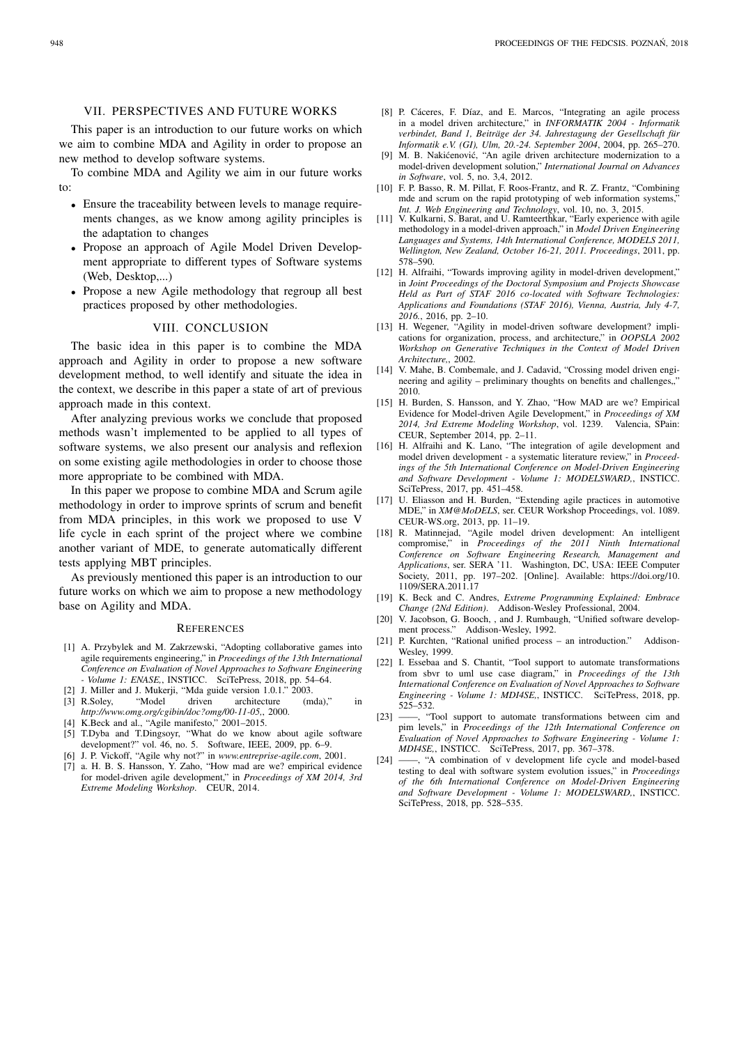## VII. PERSPECTIVES AND FUTURE WORKS

This paper is an introduction to our future works on which we aim to combine MDA and Agility in order to propose an new method to develop software systems.

To combine MDA and Agility we aim in our future works to:

- Ensure the traceability between levels to manage requirements changes, as we know among agility principles is the adaptation to changes
- Propose an approach of Agile Model Driven Development appropriate to different types of Software systems (Web, Desktop,...)
- Propose a new Agile methodology that regroup all best practices proposed by other methodologies.

## VIII. CONCLUSION

The basic idea in this paper is to combine the MDA approach and Agility in order to propose a new software development method, to well identify and situate the idea in the context, we describe in this paper a state of art of previous approach made in this context.

After analyzing previous works we conclude that proposed methods wasn't implemented to be applied to all types of software systems, we also present our analysis and reflexion on some existing agile methodologies in order to choose those more appropriate to be combined with MDA.

In this paper we propose to combine MDA and Scrum agile methodology in order to improve sprints of scrum and benefit from MDA principles, in this work we proposed to use V life cycle in each sprint of the project where we combine another variant of MDE, to generate automatically different tests applying MBT principles.

As previously mentioned this paper is an introduction to our future works on which we aim to propose a new methodology base on Agility and MDA.

## REFERENCES

[1] A. Przybylek and M. Zakrzewski, "Adopting collaborative games into agile requirements engineering," in *Proceedings of the 13th International Conference on Evaluation of Novel Approaches to Software Engineering - Volume 1: ENASE,*, INSTICC. SciTePress, 2018, pp. 54–64.

[2] J. Miller and J. Mukerji, "Mda guide version 1.0.1." 2003.

[3] R.Soley, "Model driven architecture (mda)," in *http://www.omg.org/cgibin/doc?omg/00-11-05,*, 2000.

[4] K.Beck and al., "Agile manifesto," 2001–2015.

[5] T.Dyba and T.Dingsoyr, "What do we know about agile software development?" vol. 46, no. 5. Software, IEEE, 2009, pp. 6–9.

[6] J. P. Vickoff, "Agile why not?" in *www.entreprise-agile.com*, 2001.

[7] a. H. B. S. Hansson, Y. Zaho, "How mad are we? empirical evidence for model-driven agile development," in *Proceedings of XM 2014, 3rd Extreme Modeling Workshop*. CEUR, 2014.

[8] P. Cáceres, F. Díaz, and E. Marcos, "Integrating an agile process in a model driven architecture," in *INFORMATIK 2004 - Informatik verbindet, Band 1, Beiträge der 34. Jahrestagung der Gesellschaft für Informatik e.V. (GI), Ulm, 20.-24. September 2004*, 2004, pp. 265–270.

[9] M. B. Nakićenović, "An agile driven architecture modernization to a model-driven development solution," *International Journal on Advances in Software*, vol. 5, no. 3,4, 2012.

[10] F. P. Basso, R. M. Pillat, F. Roos-Frantz, and R. Z. Frantz, "Combining mde and scrum on the rapid prototyping of web information systems," *Int. J. Web Engineering and Technology*, vol. 10, no. 3, 2015.

[11] V. Kulkarni, S. Barat, and U. Ramteerthkar, "Early experience with agile methodology in a model-driven approach," in *Model Driven Engineering Languages and Systems, 14th International Conference, MODELS 2011, Wellington, New Zealand, October 16-21, 2011. Proceedings*, 2011, pp. 578–590.

[12] H. Alfraihi, "Towards improving agility in model-driven development," in *Joint Proceedings of the Doctoral Symposium and Projects Showcase Held as Part of STAF 2016 co-located with Software Technologies: Applications and Foundations (STAF 2016), Vienna, Austria, July 4-7, 2016.*, 2016, pp. 2–10.

[13] H. Wegener, "Agility in model-driven software development? implications for organization, process, and architecture," in *OOPSLA 2002 Workshop on Generative Techniques in the Context of Model Driven Architecture,*, 2002.

[14] V. Mahe, B. Combemale, and J. Cadavid, "Crossing model driven engineering and agility – preliminary thoughts on benefits and challenges,," 2010.

[15] H. Burden, S. Hansson, and Y. Zhao, "How MAD are we? Empirical Evidence for Model-driven Agile Development," in *Proceedings of XM 2014, 3rd Extreme Modeling Workshop*, vol. 1239. Valencia, SPain: CEUR, September 2014, pp. 2–11.

[16] H. Alfraihi and K. Lano, "The integration of agile development and model driven development - a systematic literature review," in *Proceedings of the 5th International Conference on Model-Driven Engineering and Software Development - Volume 1: MODELSWARD,*, INSTICC. SciTePress, 2017, pp. 451–458.

[17] U. Eliasson and H. Burden, "Extending agile practices in automotive MDE," in *XM@MoDELS*, ser. CEUR Workshop Proceedings, vol. 1089. CEUR-WS.org, 2013, pp. 11–19.

[18] R. Matinnejad, "Agile model driven development: An intelligent compromise," in *Proceedings of the 2011 Ninth International Conference on Software Engineering Research, Management and Applications*, ser. SERA '11. Washington, DC, USA: IEEE Computer Society, 2011, pp. 197–202. [Online]. Available: https://doi.org/10.1109/SERA.2011.17

[19] K. Beck and C. Andres, *Extreme Programming Explained: Embrace Change (2Nd Edition)*. Addison-Wesley Professional, 2004.

[20] V. Jacobson, G. Booch, , and J. Rumbaugh, "Unified software development process." Addison-Wesley, 1992.

[21] P. Kurchten, "Rational unified process – an introduction." Addison-Wesley, 1999.

[22] I. Essebaa and S. Chantit, "Tool support to automate transformations from sbvr to uml use case diagram," in *Proceedings of the 13th International Conference on Evaluation of Novel Approaches to Software Engineering - Volume 1: MDI4SE,*, INSTICC. SciTePress, 2018, pp. 525–532.

[23] ——, "Tool support to automate transformations between cim and pim levels," in *Proceedings of the 12th International Conference on Evaluation of Novel Approaches to Software Engineering - Volume 1: MDI4SE,*, INSTICC. SciTePress, 2017, pp. 367–378.

[24] ——, "A combination of v development life cycle and model-based testing to deal with software system evolution issues," in *Proceedings of the 6th International Conference on Model-Driven Engineering and Software Development - Volume 1: MODELSWARD,*, INSTICC. SciTePress, 2018, pp. 528–535.